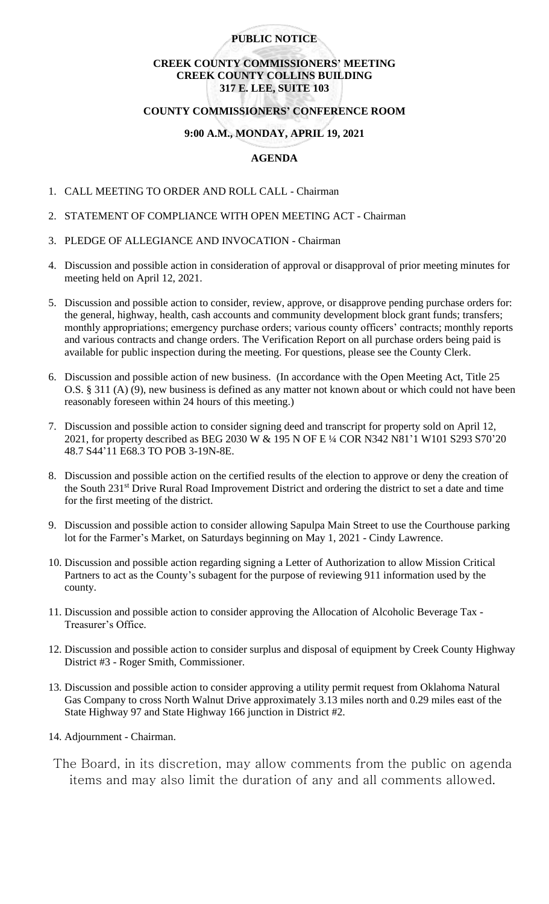**PUBLIC NOTICE**

**CREEK COUNTY COMMISSIONERS' MEETING**
**CREEK COUNTY COLLINS BUILDING**
**317 E. LEE, SUITE 103**

**COUNTY COMMISSIONERS' CONFERENCE ROOM**

**9:00 A.M., MONDAY, APRIL 19, 2021**

**AGENDA**

1. CALL MEETING TO ORDER AND ROLL CALL - Chairman
2. STATEMENT OF COMPLIANCE WITH OPEN MEETING ACT - Chairman
3. PLEDGE OF ALLEGIANCE AND INVOCATION - Chairman
4. Discussion and possible action in consideration of approval or disapproval of prior meeting minutes for meeting held on April 12, 2021.
5. Discussion and possible action to consider, review, approve, or disapprove pending purchase orders for: the general, highway, health, cash accounts and community development block grant funds; transfers; monthly appropriations; emergency purchase orders; various county officers' contracts; monthly reports and various contracts and change orders. The Verification Report on all purchase orders being paid is available for public inspection during the meeting. For questions, please see the County Clerk.
6. Discussion and possible action of new business. (In accordance with the Open Meeting Act, Title 25 O.S. § 311 (A) (9), new business is defined as any matter not known about or which could not have been reasonably foreseen within 24 hours of this meeting.)
7. Discussion and possible action to consider signing deed and transcript for property sold on April 12, 2021, for property described as BEG 2030 W & 195 N OF E ¼ COR N342 N81'1 W101 S293 S70'20 48.7 S44'11 E68.3 TO POB 3-19N-8E.
8. Discussion and possible action on the certified results of the election to approve or deny the creation of the South 231st Drive Rural Road Improvement District and ordering the district to set a date and time for the first meeting of the district.
9. Discussion and possible action to consider allowing Sapulpa Main Street to use the Courthouse parking lot for the Farmer's Market, on Saturdays beginning on May 1, 2021 - Cindy Lawrence.
10. Discussion and possible action regarding signing a Letter of Authorization to allow Mission Critical Partners to act as the County's subagent for the purpose of reviewing 911 information used by the county.
11. Discussion and possible action to consider approving the Allocation of Alcoholic Beverage Tax - Treasurer's Office.
12. Discussion and possible action to consider surplus and disposal of equipment by Creek County Highway District #3 - Roger Smith, Commissioner.
13. Discussion and possible action to consider approving a utility permit request from Oklahoma Natural Gas Company to cross North Walnut Drive approximately 3.13 miles north and 0.29 miles east of the State Highway 97 and State Highway 166 junction in District #2.
14. Adjournment - Chairman.

The Board, in its discretion, may allow comments from the public on agenda items and may also limit the duration of any and all comments allowed.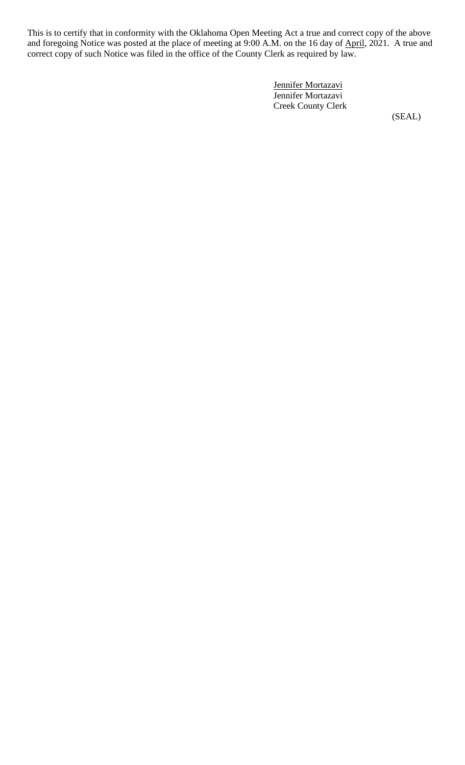This is to certify that in conformity with the Oklahoma Open Meeting Act a true and correct copy of the above and foregoing Notice was posted at the place of meeting at 9:00 A.M. on the 16 day of April, 2021. A true and correct copy of such Notice was filed in the office of the County Clerk as required by law.

Jennifer Mortazavi
Jennifer Mortazavi
Creek County Clerk

(SEAL)